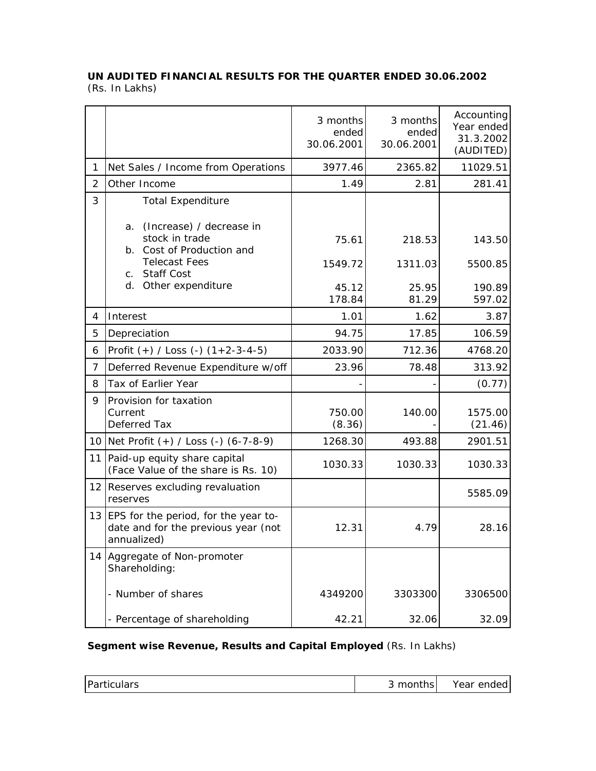**UN AUDITED FINANCIAL RESULTS FOR THE QUARTER ENDED 30.06.2002**
(Rs. In Lakhs)

| | | 3 months ended 30.06.2001 | 3 months ended 30.06.2001 | Accounting Year ended 31.3.2002 (AUDITED) |
|---|---|---|---|---|
| 1 | Net Sales / Income from Operations | 3977.46 | 2365.82 | 11029.51 |
| 2 | Other Income | 1.49 | 2.81 | 281.41 |
| 3 | Total Expenditure | | | |
| | a. (Increase) / decrease in stock in trade | 75.61 | 218.53 | 143.50 |
| | b. Cost of Production and Telecast Fees | 1549.72 | 1311.03 | 5500.85 |
| | c. Staff Cost | 45.12 | 25.95 | 190.89 |
| | d. Other expenditure | 178.84 | 81.29 | 597.02 |
| 4 | Interest | 1.01 | 1.62 | 3.87 |
| 5 | Depreciation | 94.75 | 17.85 | 106.59 |
| 6 | Profit (+) / Loss (-) (1+2-3-4-5) | 2033.90 | 712.36 | 4768.20 |
| 7 | Deferred Revenue Expenditure w/off | 23.96 | 78.48 | 313.92 |
| 8 | Tax of Earlier Year | - | - | (0.77) |
| 9 | Provision for taxation | | | |
| | Current | 750.00 | 140.00 | 1575.00 |
| | Deferred Tax | (8.36) | - | (21.46) |
| 10 | Net Profit (+) / Loss (-) (6-7-8-9) | 1268.30 | 493.88 | 2901.51 |
| 11 | Paid-up equity share capital (Face Value of the share is Rs. 10) | 1030.33 | 1030.33 | 1030.33 |
| 12 | Reserves excluding revaluation reserves | | | 5585.09 |
| 13 | EPS for the period, for the year to-date and for the previous year (not annualized) | 12.31 | 4.79 | 28.16 |
| 14 | Aggregate of Non-promoter Shareholding: | | | |
| | - Number of shares | 4349200 | 3303300 | 3306500 |
| | - Percentage of shareholding | 42.21 | 32.06 | 32.09 |

**Segment wise Revenue, Results and Capital Employed** (Rs. In Lakhs)

| Particulars | 3 months | Year ended |
|---|---|---|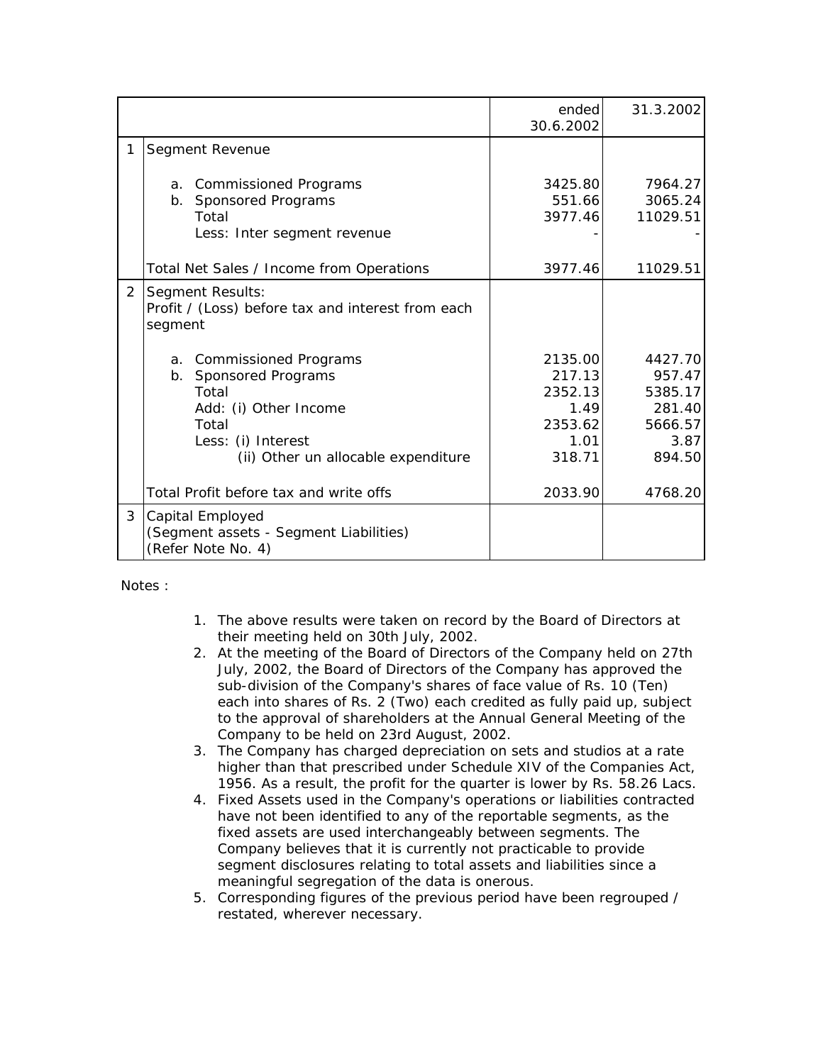| | | ended 30.6.2002 | 31.3.2002 |
|---|---|---|---|
| 1 | Segment Revenue | | |
| | a. Commissioned Programs | 3425.80 | 7964.27 |
| | b. Sponsored Programs | 551.66 | 3065.24 |
| | Total | 3977.46 | 11029.51 |
| | Less: Inter segment revenue | - | - |
| | Total Net Sales / Income from Operations | 3977.46 | 11029.51 |
| 2 | Segment Results: Profit / (Loss) before tax and interest from each segment | | |
| | a. Commissioned Programs | 2135.00 | 4427.70 |
| | b. Sponsored Programs | 217.13 | 957.47 |
| | Total | 2352.13 | 5385.17 |
| | Add: (i) Other Income | 1.49 | 281.40 |
| | Total | 2353.62 | 5666.57 |
| | Less: (i) Interest | 1.01 | 3.87 |
| | (ii) Other un allocable expenditure | 318.71 | 894.50 |
| | Total Profit before tax and write offs | 2033.90 | 4768.20 |
| 3 | Capital Employed (Segment assets - Segment Liabilities) (Refer Note No. 4) | | |

Notes :

1. The above results were taken on record by the Board of Directors at their meeting held on 30th July, 2002.
2. At the meeting of the Board of Directors of the Company held on 27th July, 2002, the Board of Directors of the Company has approved the sub-division of the Company's shares of face value of Rs. 10 (Ten) each into shares of Rs. 2 (Two) each credited as fully paid up, subject to the approval of shareholders at the Annual General Meeting of the Company to be held on 23rd August, 2002.
3. The Company has charged depreciation on sets and studios at a rate higher than that prescribed under Schedule XIV of the Companies Act, 1956. As a result, the profit for the quarter is lower by Rs. 58.26 Lacs.
4. Fixed Assets used in the Company's operations or liabilities contracted have not been identified to any of the reportable segments, as the fixed assets are used interchangeably between segments. The Company believes that it is currently not practicable to provide segment disclosures relating to total assets and liabilities since a meaningful segregation of the data is onerous.
5. Corresponding figures of the previous period have been regrouped / restated, wherever necessary.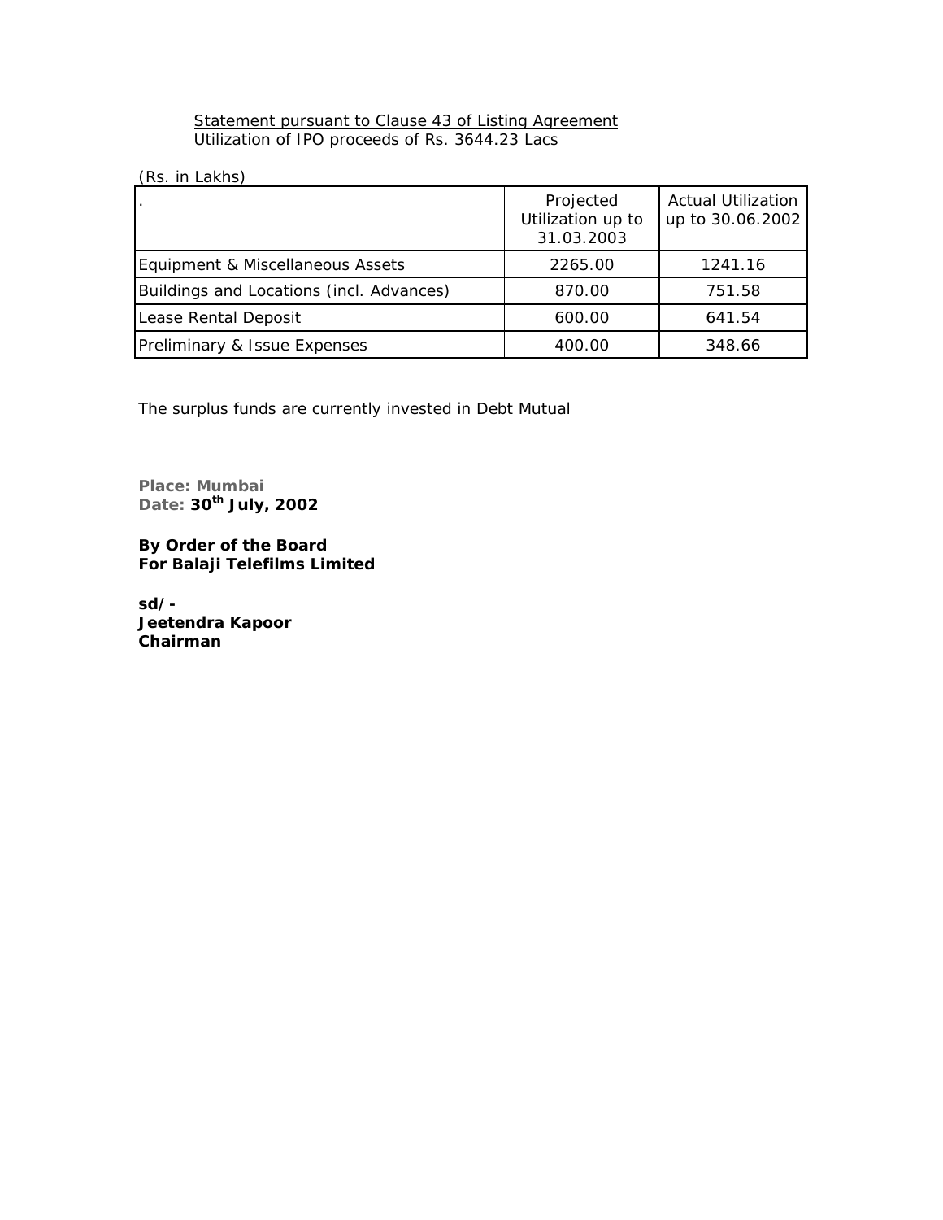Statement pursuant to Clause 43 of Listing Agreement
Utilization of IPO proceeds of Rs. 3644.23 Lacs

(Rs. in Lakhs)

| . | Projected Utilization up to 31.03.2003 | Actual Utilization up to 30.06.2002 |
|---|---|---|
| Equipment & Miscellaneous Assets | 2265.00 | 1241.16 |
| Buildings and Locations (incl. Advances) | 870.00 | 751.58 |
| Lease Rental Deposit | 600.00 | 641.54 |
| Preliminary & Issue Expenses | 400.00 | 348.66 |

The surplus funds are currently invested in Debt Mutual

**Place: Mumbai**
**Date: 30th July, 2002**

**By Order of the Board**
**For Balaji Telefilms Limited**

**sd/-**
**Jeetendra Kapoor**
**Chairman**